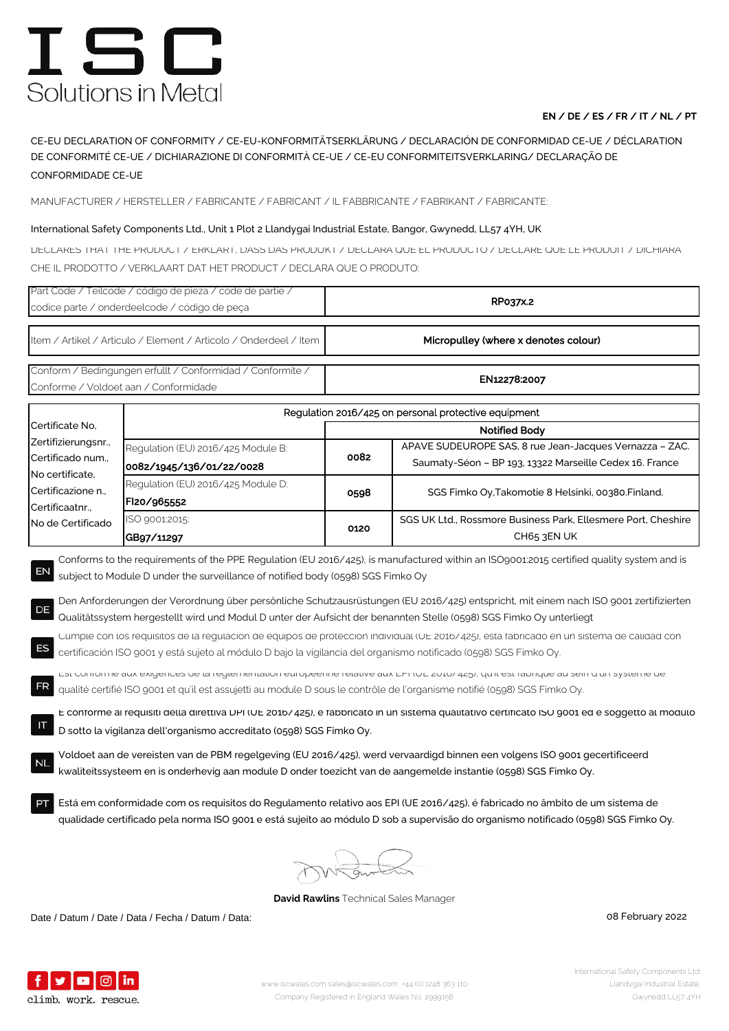# ISC
Solutions in Metal

**EN / DE / ES / FR / IT / NL / PT**

CE-EU DECLARATION OF CONFORMITY / CE-EU-KONFORMITÄTSERKLÄRUNG / DECLARACIÓN DE CONFORMIDAD CE-UE / DÉCLARATION DE CONFORMITÉ CE-UE / DICHIARAZIONE DI CONFORMITÀ CE-UE / CE-EU CONFORMITEITSVERKLARING/ DECLARAÇÃO DE CONFORMIDADE CE-UE

MANUFACTURER / HERSTELLER / FABRICANTE / FABRICANT / IL FABBRICANTE / FABRIKANT / FABRICANTE:

International Safety Components Ltd., Unit 1 Plot 2 Llandygai Industrial Estate, Bangor, Gwynedd, LL57 4YH, UK

DECLARES THAT THE PRODUCT / ERKLART, DASS DAS PRODUKT / DECLARA QUE EL PRODUCTO / DECLARE QUE LE PRODUIT / DICHIARA CHE IL PRODOTTO / VERKLAART DAT HET PRODUCT / DECLARA QUE O PRODUTO:

| | |
|---|---|
| Part Code / Teilcode / código de pieza / code de partie / codice parte / onderdeelcode / código de peça | **RP037x.2** |
| Item / Artikel / Articulo / Element / Articolo / Onderdeel / Item | **Micropulley (where x denotes colour)** |
| Conform / Bedingungen erfullt / Conformidad / Conformite / Conforme / Voldoet aan / Conformidade | **EN12278:2007** |

| Certificate No, Zertifizierungsnr., Certificado num., No certificate, Certificazione n., Certificaatnr., No de Certificado | Regulation 2016/425 on personal protective equipment | | |
|---|---|---|---|
| | | Notified Body | |
| | Regulation (EU) 2016/425 Module B: **0082/1945/136/01/22/0028** | **0082** | APAVE SUDEUROPE SAS, 8 rue Jean-Jacques Vernazza – ZAC. Saumaty-Séon – BP 193, 13322 Marseille Cedex 16. France |
| | Regulation (EU) 2016/425 Module D: **FI20/965552** | **0598** | SGS Fimko Oy,Takomotie 8 Helsinki, 00380.Finland. |
| | ISO 9001:2015: **GB97/11297** | **0120** | SGS UK Ltd., Rossmore Business Park, Ellesmere Port, Cheshire CH65 3EN UK |

**EN** Conforms to the requirements of the PPE Regulation (EU 2016/425), is manufactured within an ISO9001:2015 certified quality system and is subject to Module D under the surveillance of notified body (0598) SGS Fimko Oy

**DE** Den Anforderungen der Verordnung über persönliche Schutzausrüstungen (EU 2016/425) entspricht, mit einem nach ISO 9001 zertifizierten Qualitätssystem hergestellt wird und Modul D unter der Aufsicht der benannten Stelle (0598) SGS Fimko Oy unterliegt

**ES** Cumple con los requisitos de la regulación de equipos de protección individual (UE 2016/425), está fabricado en un sistema de calidad con certificación ISO 9001 y está sujeto al módulo D bajo la vigilancia del organismo notificado (0598) SGS Fimko Oy.

**FR** Est conforme aux exigences de la réglementation européenne relative aux EPI (UE 2016/425), qu'il est fabriqué au sein d'un système de qualité certifié ISO 9001 et qu'il est assujetti au module D sous le contrôle de l'organisme notifié (0598) SGS Fimko Oy.

**IT** È conforme ai requisiti della direttiva DPI (UE 2016/425), è fabbricato in un sistema qualitativo certificato ISO 9001 ed è soggetto al modulo D sotto la vigilanza dell'organismo accreditato (0598) SGS Fimko Oy.

**NL** Voldoet aan de vereisten van de PBM regelgeving (EU 2016/425), werd vervaardigd binnen een volgens ISO 9001 gecertificeerd kwaliteitssysteem en is onderhevig aan module D onder toezicht van de aangemelde instantie (0598) SGS Fimko Oy.

**PT** Está em conformidade com os requisitos do Regulamento relativo aos EPI (UE 2016/425), é fabricado no âmbito de um sistema de qualidade certificado pela norma ISO 9001 e está sujeito ao módulo D sob a supervisão do organismo notificado (0598) SGS Fimko Oy.

**David Rawlins** Technical Sales Manager

Date / Datum / Date / Fecha / Datum / Data: 08 February 2022

climb. work. rescue.

www.iscwales.com sales@iscwales.com +44 (0) 1248 363 110
Company Registered in England Wales No. 2999156

International Safety Components Ltd.
Llandygai Industrial Estate,
Gwynedd LL57 4YH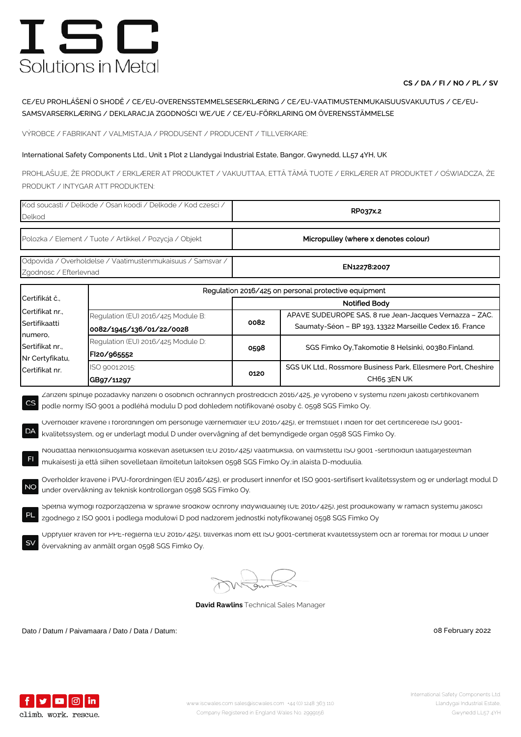# ISC
Solutions in Metal

**CS / DA / FI / NO / PL / SV**

CE/EU PROHLÁŠENÍ O SHODĚ / CE/EU-OVERENSSTEMMELSESERKLÆRING / CE/EU-VAATIMUSTENMUKAISUUSVAKUUTUS / CE/EU-SAMSVARSERKLÆRING / DEKLARACJA ZGODNOŚCI WE/UE / CE/EU-FÖRKLARING OM ÖVERENSSTÄMMELSE

VÝROBCE / FABRIKANT / VALMISTAJA / PRODUSENT / PRODUCENT / TILLVERKARE:

International Safety Components Ltd., Unit 1 Plot 2 Llandygai Industrial Estate, Bangor, Gwynedd, LL57 4YH, UK

PROHLAŠUJE, ŽE PRODUKT / ERKLÆRER AT PRODUKTET / VAKUUTTAA, ETTÄ TÄMÄ TUOTE / ERKLÆRER AT PRODUKTET / OŚWIADCZA, ŻE PRODUKT / INTYGAR ATT PRODUKTEN:

| | |
|---|---|
| Kod soucasti / Delkode / Osan koodi / Delkode / Kod czesci / Delkod | **RP037x.2** |
| Polozka / Element / Tuote / Artikkel / Pozycja / Objekt | **Micropulley (where x denotes colour)** |
| Odpovida / Overholdelse / Vaatimustenmukaisuus / Samsvar / Zgodnosc / Efterlevnad | **EN12278:2007** |

| Certifikát č., Certifikat nr., Sertifikaatti numero, Sertifikat nr., Nr Certyfikatu, Certifikat nr. | Regulation 2016/425 on personal protective equipment | | |
|---|---|---|---|
| | | Notified Body | |
| | Regulation (EU) 2016/425 Module B: **0082/1945/136/01/22/0028** | **0082** | APAVE SUDEUROPE SAS, 8 rue Jean-Jacques Vernazza – ZAC. Saumaty-Séon – BP 193, 13322 Marseille Cedex 16. France |
| | Regulation (EU) 2016/425 Module D: **FI20/965552** | **0598** | SGS Fimko Oy,Takomotie 8 Helsinki, 00380.Finland. |
| | ISO 9001:2015: **GB97/11297** | **0120** | SGS UK Ltd., Rossmore Business Park, Ellesmere Port, Cheshire CH65 3EN UK |

**CS** Zařízení splňuje požadavky nařízení o osobních ochranných prostředcích 2016/425, je vyrobeno v systému řízení jakosti certifikovaném podle normy ISO 9001 a podléhá modulu D pod dohledem notifikované osoby č. 0598 SGS Fimko Oy.

**DA** Overholder kravene i forordningen om personlige værnemidler (EU 2016/425), er fremstillet i inden for det certificerede ISO 9001-kvalitetssystem, og er underlagt modul D under overvågning af det bemyndigede organ 0598 SGS Fimko Oy.

**FI** Noudattaa henkilönsuojaimia koskevan asetuksen (EU 2016/425) vaatimuksia, on valmistettu ISO 9001 -sertifioidun laatujärjestelmän mukaisesti ja että siihen sovelletaan ilmoitetun laitoksen 0598 SGS Fimko Oy.:in alaista D-moduulia.

**NO** Overholder kravene i PVU-forordningen (EU 2016/425), er produsert innenfor et ISO 9001-sertifisert kvalitetssystem og er underlagt modul D under overvåkning av teknisk kontrollorgan 0598 SGS Fimko Oy.

**PL** Spełnia wymogi rozporządzenia w sprawie środków ochrony indywidualnej (UE 2016/425), jest produkowany w ramach systemu jakości zgodnego z ISO 9001 i podlega modułowi D pod nadzorem jednostki notyfikowanej 0598 SGS Fimko Oy

**SV** Uppfyller kraven för PPE-reglerna (EU 2016/425), tillverkas inom ett ISO 9001-certifierat kvalitetssystem och är föremål för modul D under övervakning av anmält organ 0598 SGS Fimko Oy.

**David Rawlins** Technical Sales Manager

Dato / Datum / Paivamaara / Dato / Data / Datum: 08 February 2022

climb. work. rescue.

www.iscwales.com sales@iscwales.com +44 (0) 1248 363 110
Company Registered in England Wales No. 2999156

International Safety Components Ltd.
Llandygai Industrial Estate,
Gwynedd LL57 4YH